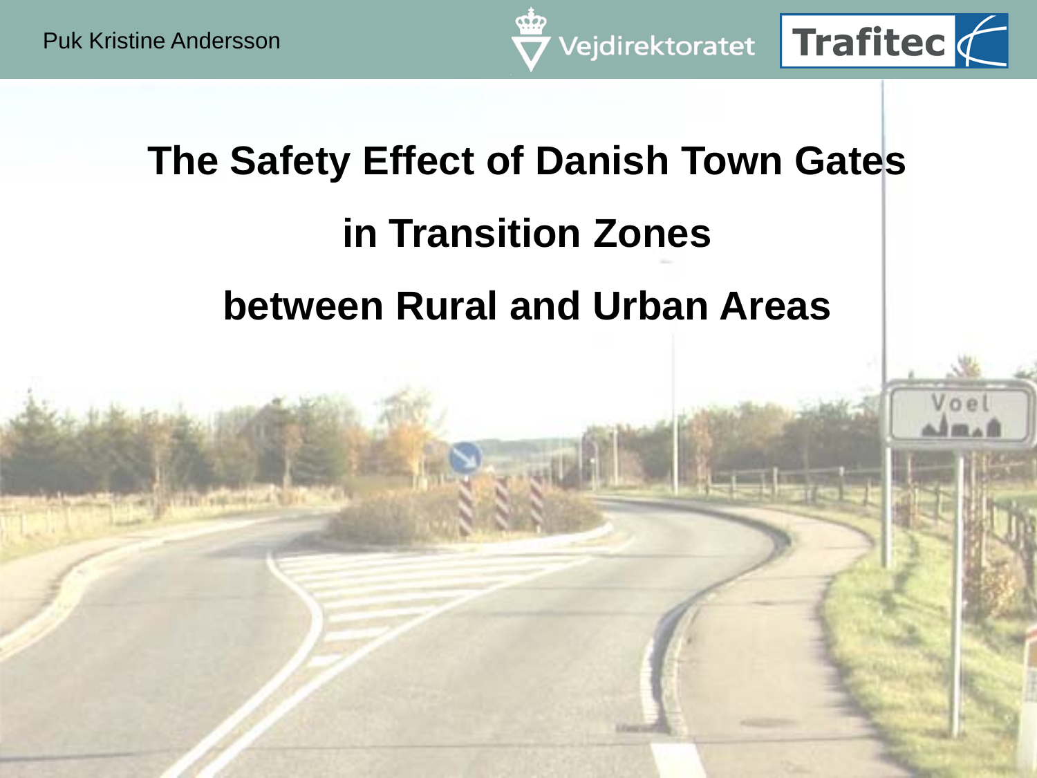Puk Kristine Andersson

Vejdirektoratet

Trafitec

# The Safety Effect of Danish Town Gates in Transition Zones between Rural and Urban Areas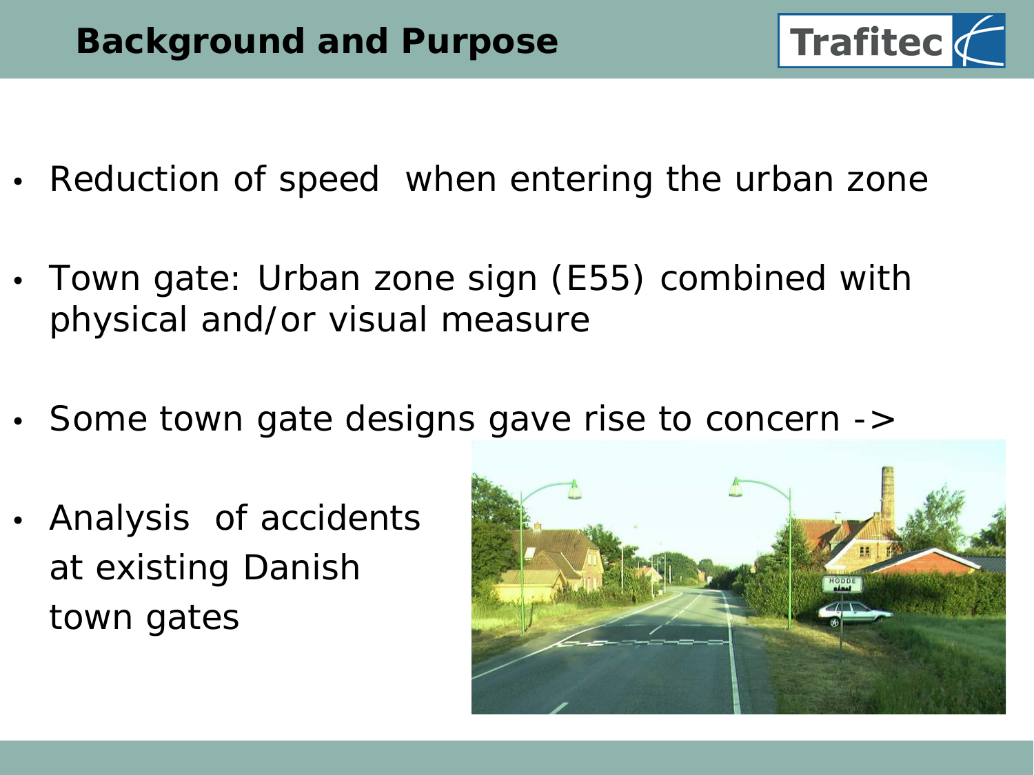# Background and Purpose

- Reduction of speed when entering the urban zone
- Town gate: Urban zone sign (E55) combined with physical and/or visual measure
- Some town gate designs gave rise to concern ->
- Analysis of accidents at existing Danish town gates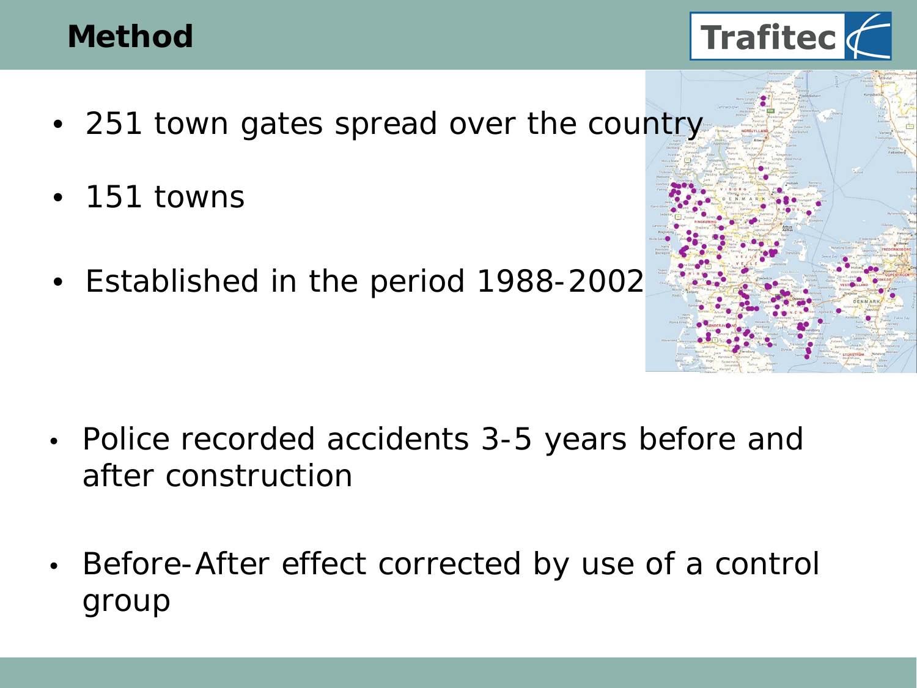# Method

- 251 town gates spread over the country
- 151 towns
- Established in the period 1988-2002

- Police recorded accidents 3-5 years before and after construction
- Before-After effect corrected by use of a control group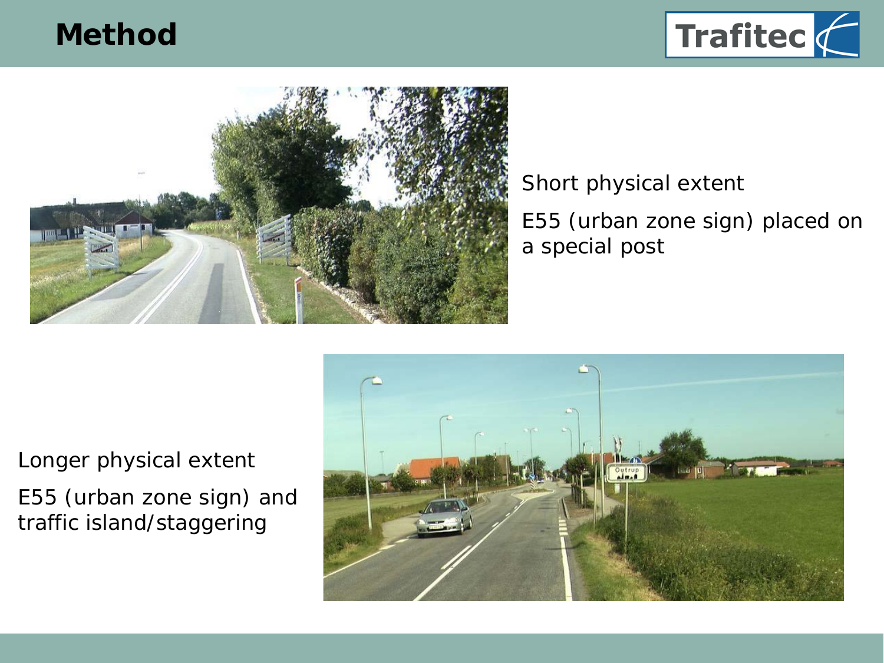# Method

Short physical extent

E55 (urban zone sign) placed on a special post

Longer physical extent

E55 (urban zone sign) and traffic island/staggering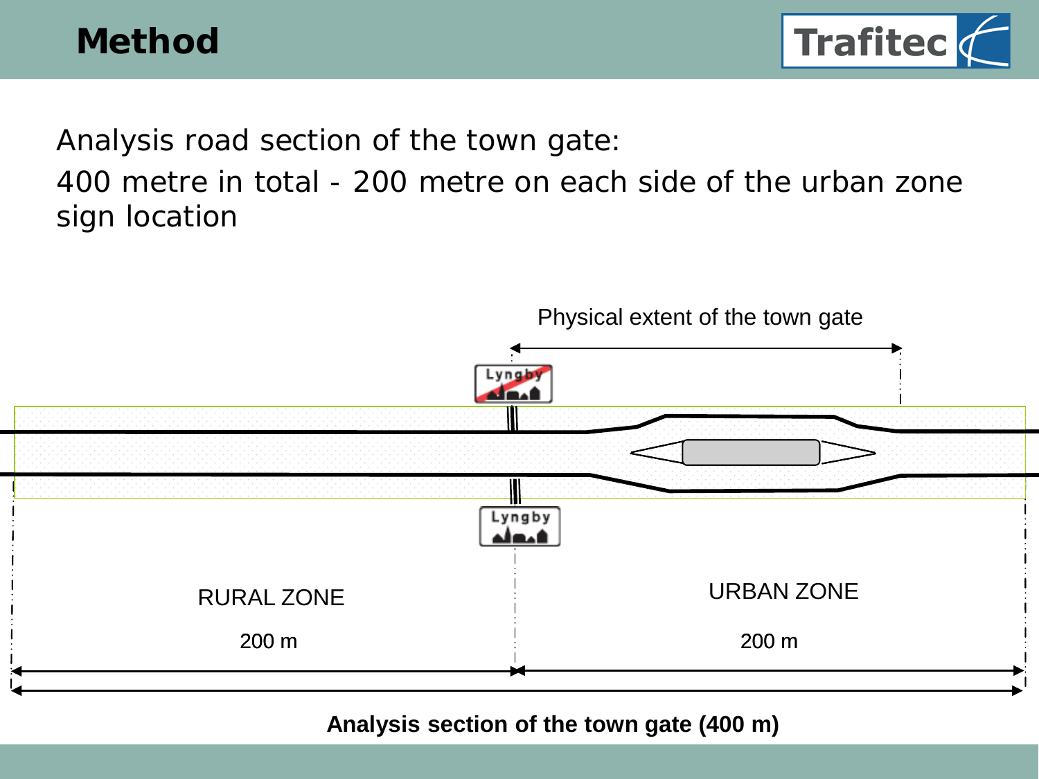# Method

Analysis road section of the town gate:

400 metre in total - 200 metre on each side of the urban zone sign location

Physical extent of the town gate

Lyngby

Lyngby

RURAL ZONE

200 m

URBAN ZONE

200 m

**Analysis section of the town gate (400 m)**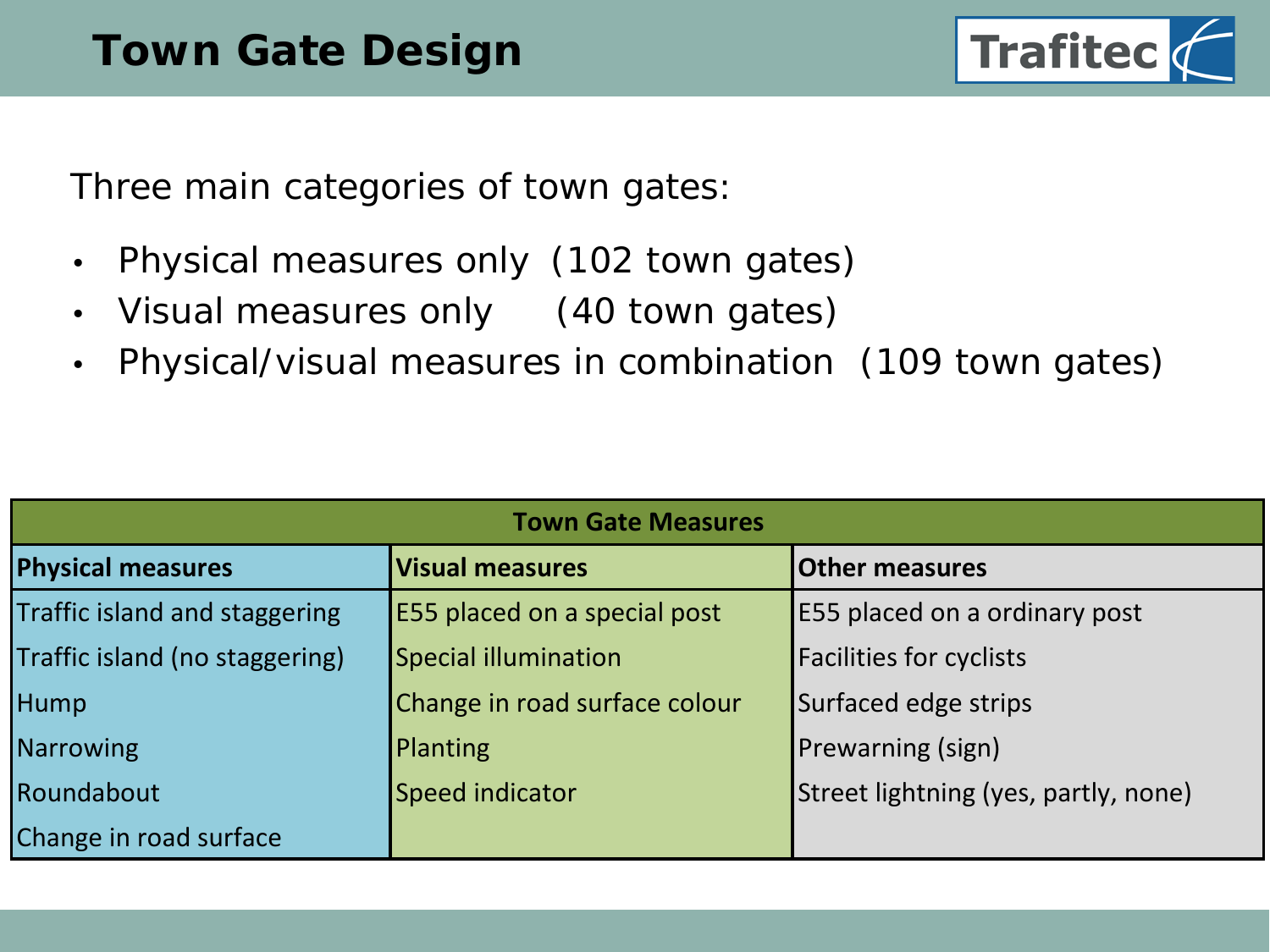# Town Gate Design

Three main categories of town gates:

- Physical measures only (102 town gates)
- Visual measures only (40 town gates)
- Physical/visual measures in combination (109 town gates)

| Town Gate Measures | | |
|---|---|---|
| **Physical measures** | **Visual measures** | **Other measures** |
| Traffic island and staggering | E55 placed on a special post | E55 placed on a ordinary post |
| Traffic island (no staggering) | Special illumination | Facilities for cyclists |
| Hump | Change in road surface colour | Surfaced edge strips |
| Narrowing | Planting | Prewarning (sign) |
| Roundabout | Speed indicator | Street lightning (yes, partly, none) |
| Change in road surface | | |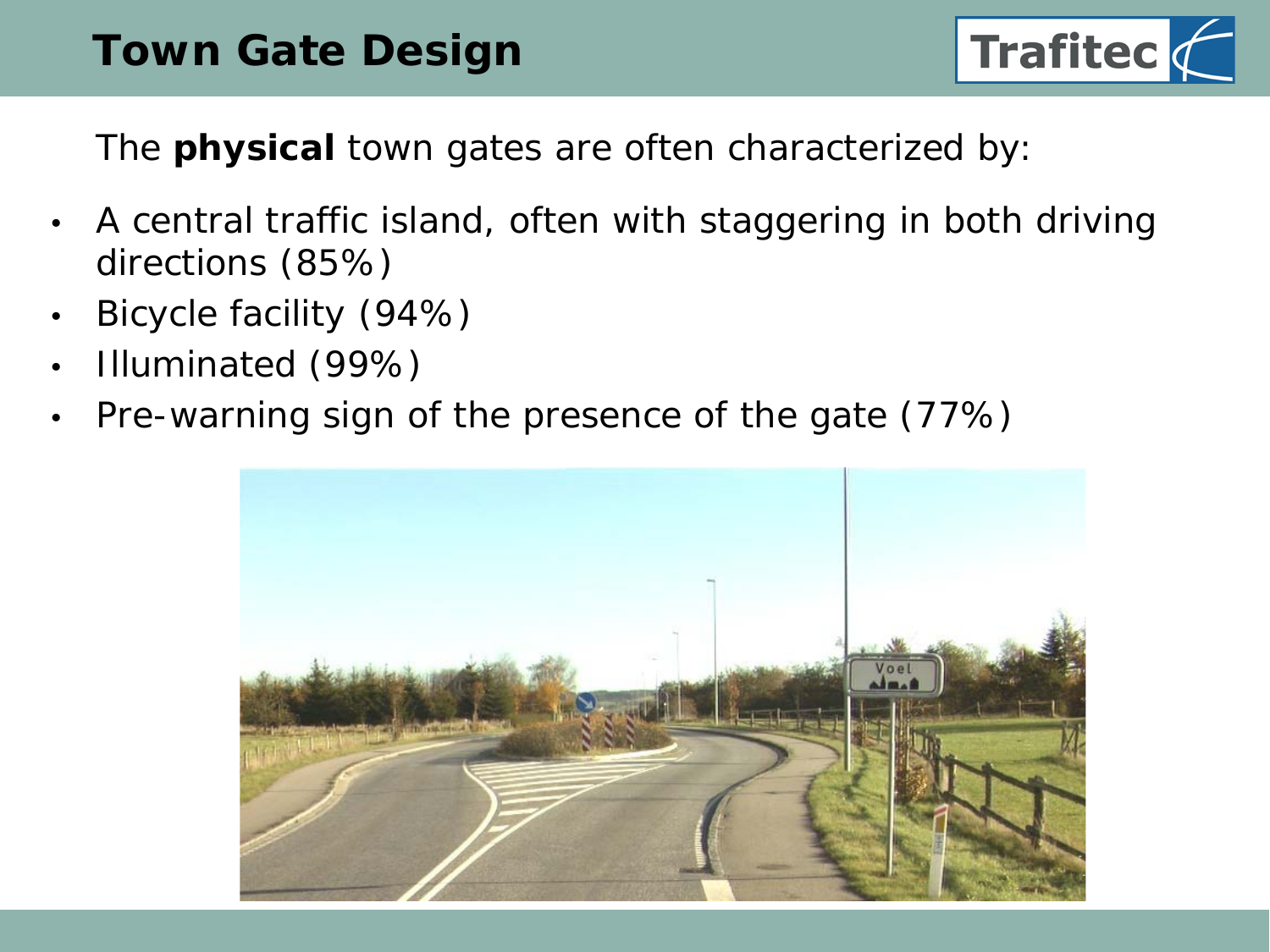# Town Gate Design

The **physical** town gates are often characterized by:

- A central traffic island, often with staggering in both driving directions (85%)
- Bicycle facility (94%)
- Illuminated (99%)
- Pre-warning sign of the presence of the gate (77%)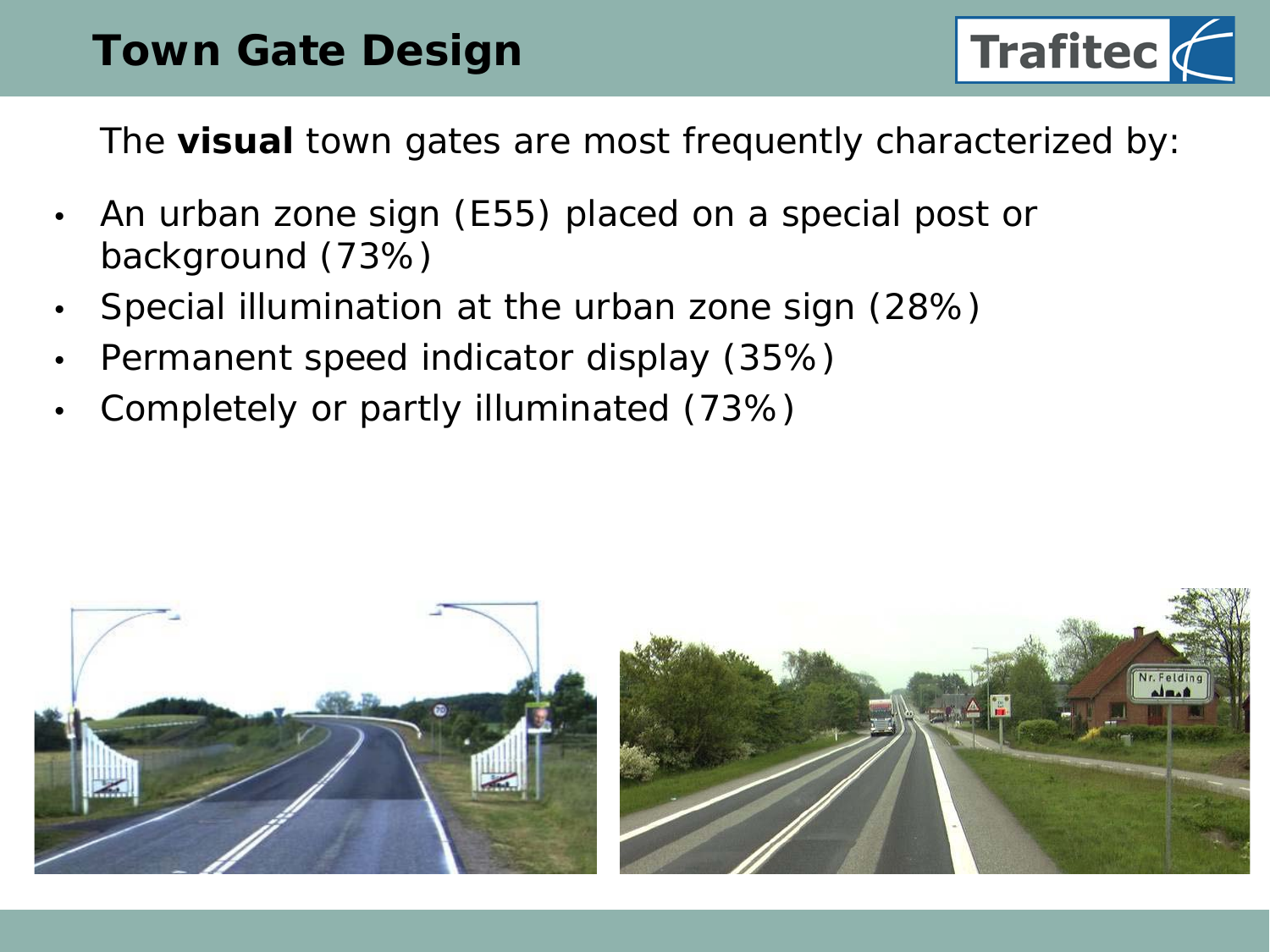# Town Gate Design

The **visual** town gates are most frequently characterized by:

- An urban zone sign (E55) placed on a special post or background (73%)
- Special illumination at the urban zone sign (28%)
- Permanent speed indicator display (35%)
- Completely or partly illuminated (73%)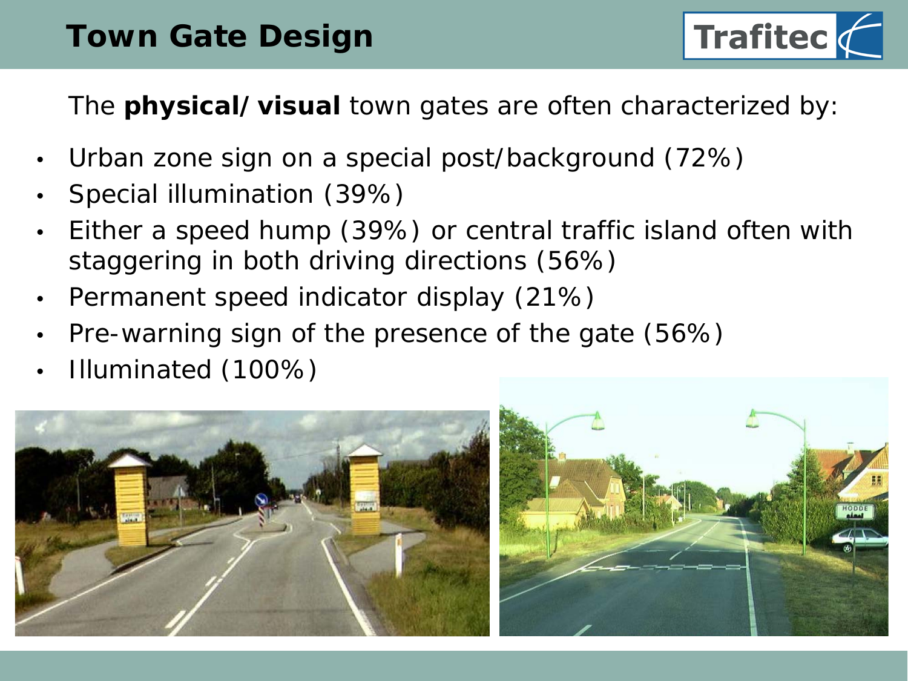# Town Gate Design

The **physical/ visual** town gates are often characterized by:

- Urban zone sign on a special post/background (72%)
- Special illumination (39%)
- Either a speed hump (39%) or central traffic island often with staggering in both driving directions (56%)
- Permanent speed indicator display (21%)
- Pre-warning sign of the presence of the gate (56%)
- Illuminated (100%)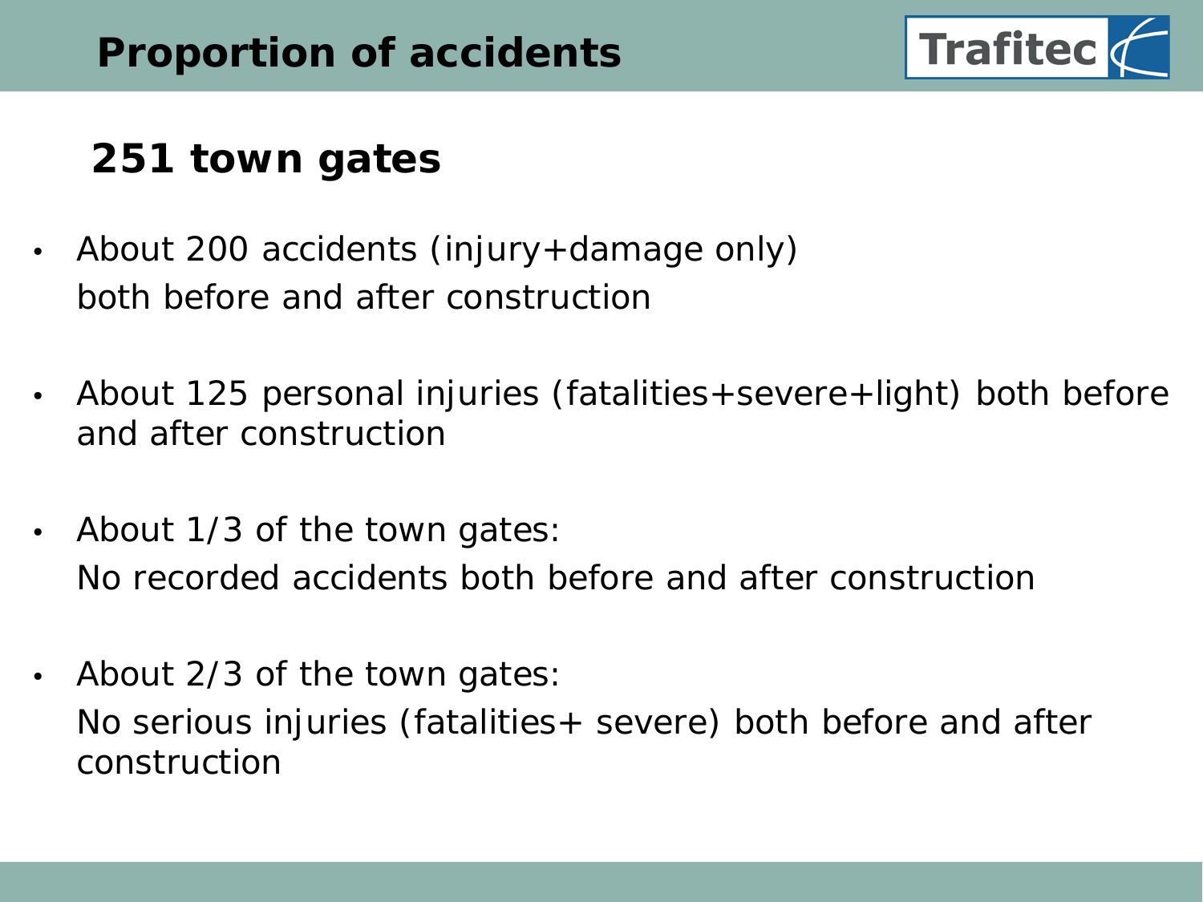# Proportion of accidents

## 251 town gates

- About 200 accidents (injury+damage only) both before and after construction
- About 125 personal injuries (fatalities+severe+light) both before and after construction
- About 1/3 of the town gates: No recorded accidents both before and after construction
- About 2/3 of the town gates: No serious injuries (fatalities+ severe) both before and after construction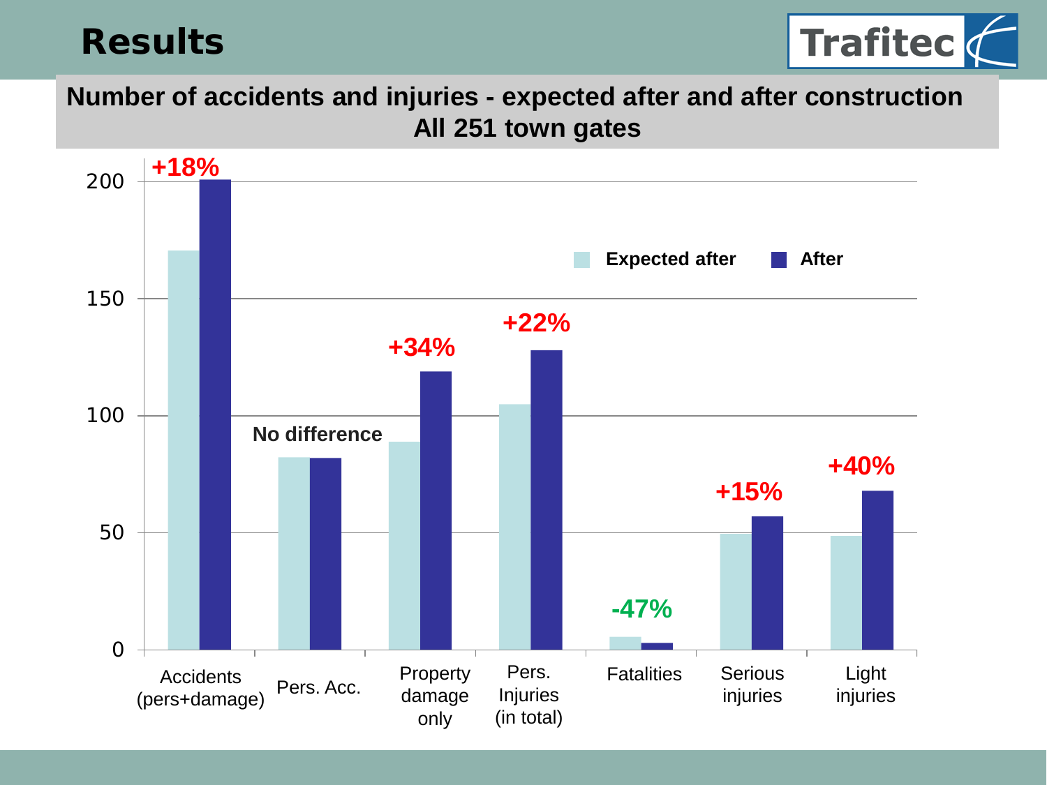# Results

Trafitec

## Number of accidents and injuries - expected after and after construction
## All 251 town gates

| Category | Expected after | After | Change |
|---|---|---|---|
| Accidents (pers+damage) | ~170 | ~201 | +18% |
| Pers. Acc. | ~82 | ~82 | No difference |
| Property damage only | ~89 | ~119 | +34% |
| Pers. Injuries (in total) | ~105 | ~128 | +22% |
| Fatalities | ~5 | ~3 | -47% |
| Serious injuries | ~49 | ~57 | +15% |
| Light injuries | ~48 | ~68 | +40% |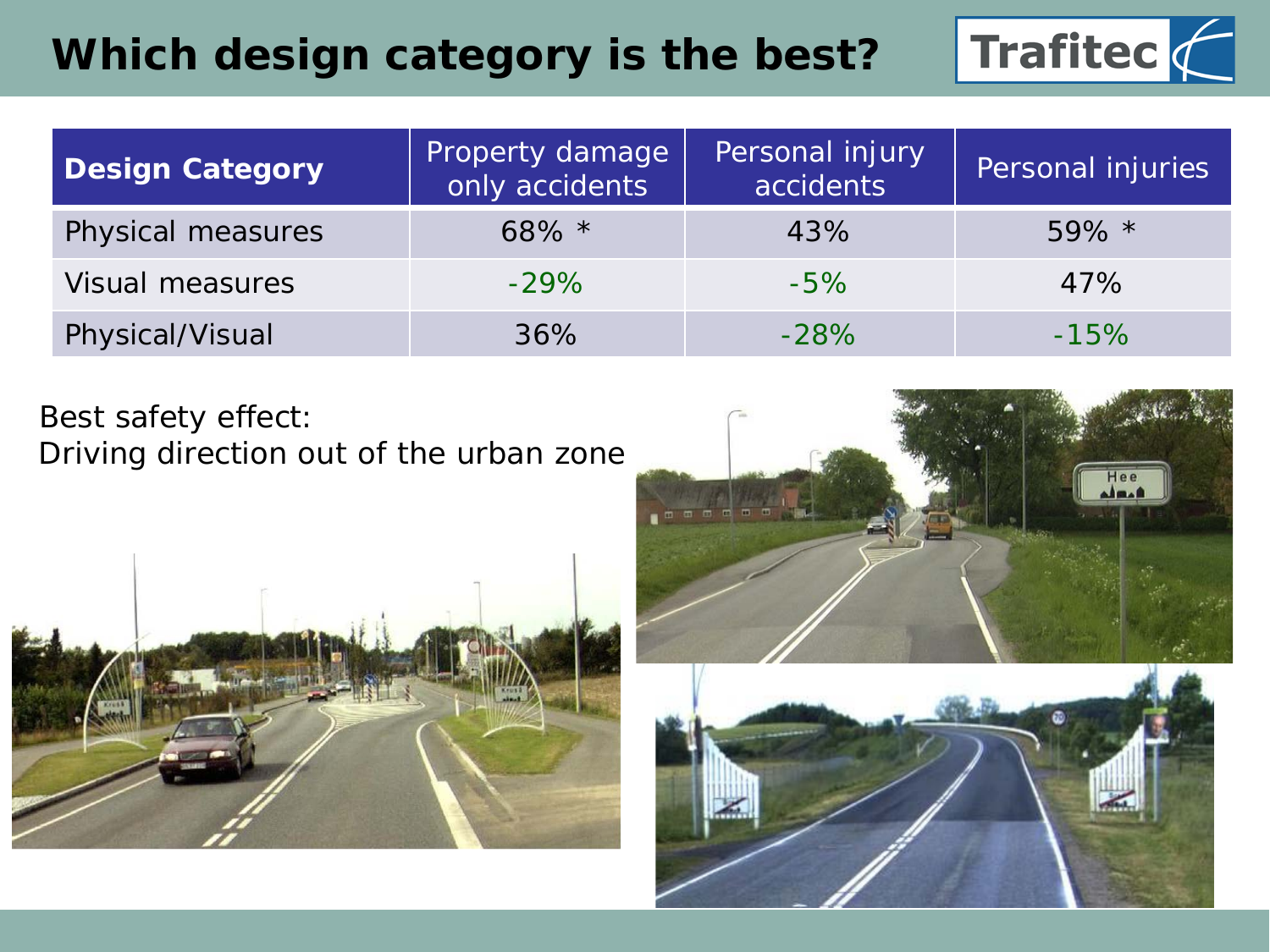# Which design category is the best?

| Design Category | Property damage only accidents | Personal injury accidents | Personal injuries |
|---|---|---|---|
| Physical measures | 68% * | 43% | 59% * |
| Visual measures | -29% | -5% | 47% |
| Physical/Visual | 36% | -28% | -15% |

Best safety effect:
Driving direction out of the urban zone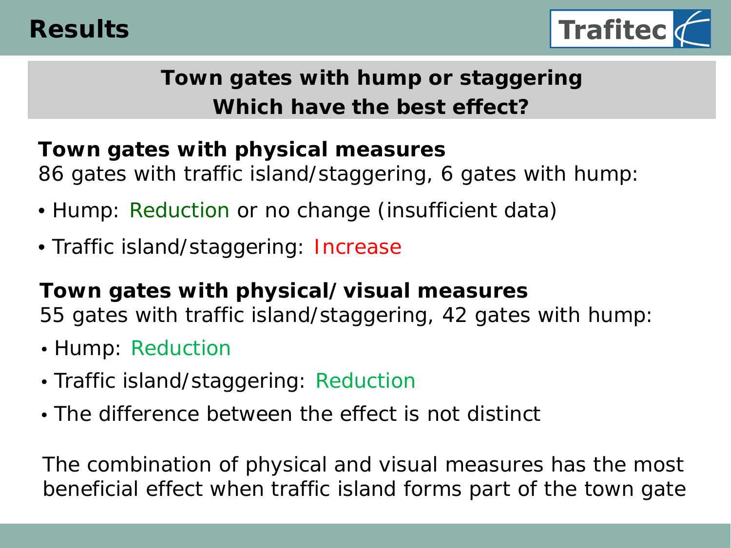# Results

## Town gates with hump or staggering
## Which have the best effect?

**Town gates with physical measures**

86 gates with traffic island/staggering, 6 gates with hump:

- Hump: Reduction or no change (insufficient data)
- Traffic island/staggering: Increase

**Town gates with physical/ visual measures**

55 gates with traffic island/staggering, 42 gates with hump:

- Hump: Reduction
- Traffic island/staggering: Reduction
- The difference between the effect is not distinct

The combination of physical and visual measures has the most beneficial effect when traffic island forms part of the town gate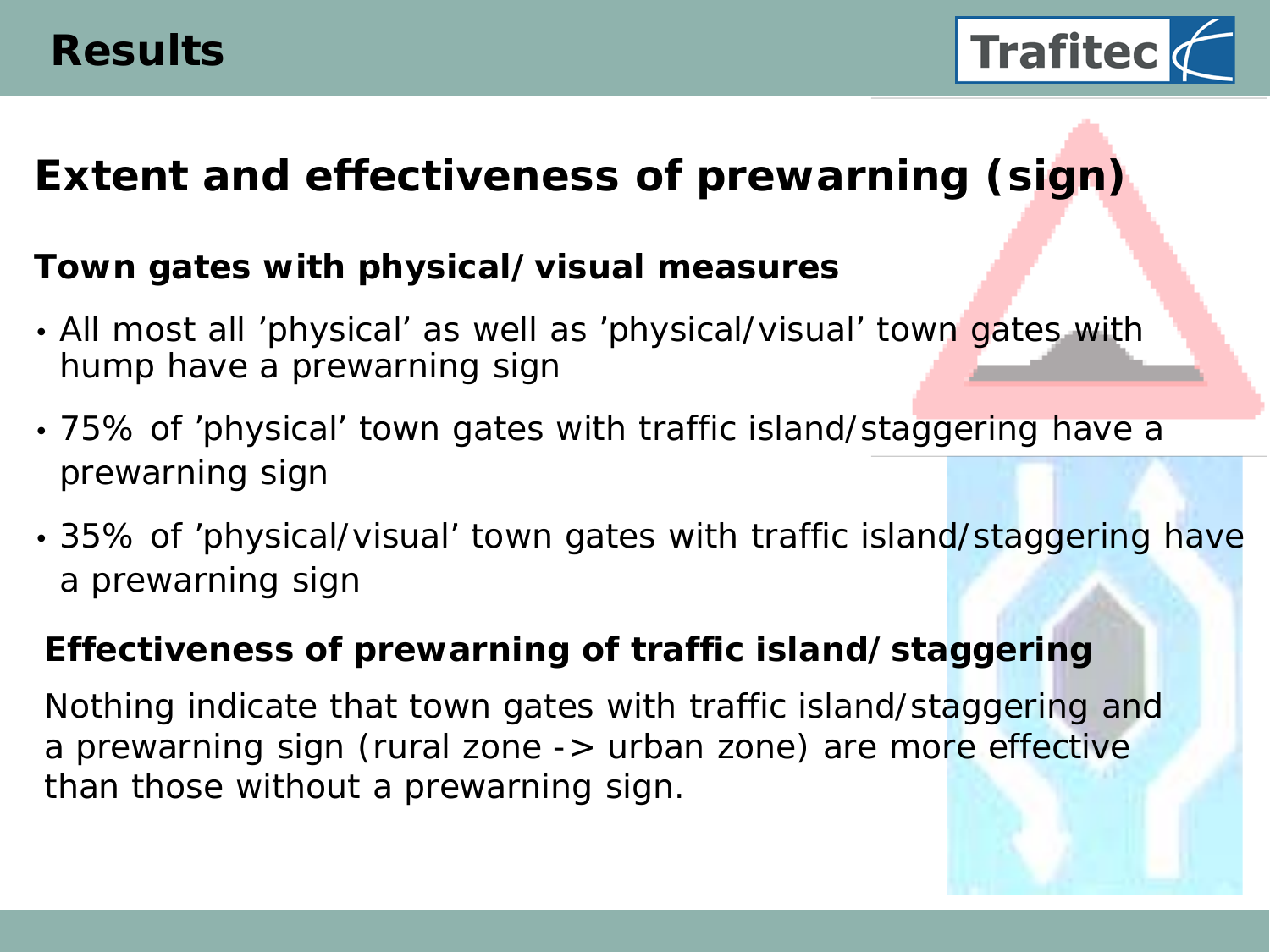# Results

## Extent and effectiveness of prewarning (sign)

### Town gates with physical/ visual measures

- All most all 'physical' as well as 'physical/visual' town gates with hump have a prewarning sign
- 75% of 'physical' town gates with traffic island/staggering have a prewarning sign
- 35% of 'physical/visual' town gates with traffic island/staggering have a prewarning sign

### Effectiveness of prewarning of traffic island/ staggering

Nothing indicate that town gates with traffic island/staggering and a prewarning sign (rural zone -> urban zone) are more effective than those without a prewarning sign.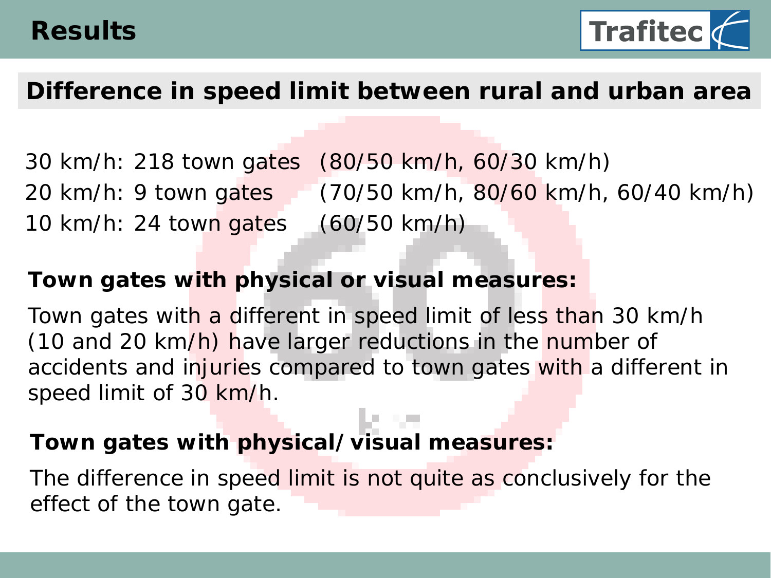# Results

## Difference in speed limit between rural and urban area

30 km/h: 218 town gates (80/50 km/h, 60/30 km/h)
20 km/h: 9 town gates (70/50 km/h, 80/60 km/h, 60/40 km/h)
10 km/h: 24 town gates (60/50 km/h)

**Town gates with physical or visual measures:**

Town gates with a different in speed limit of less than 30 km/h (10 and 20 km/h) have larger reductions in the number of accidents and injuries compared to town gates with a different in speed limit of 30 km/h.

**Town gates with physical/ visual measures:**

The difference in speed limit is not quite as conclusively for the effect of the town gate.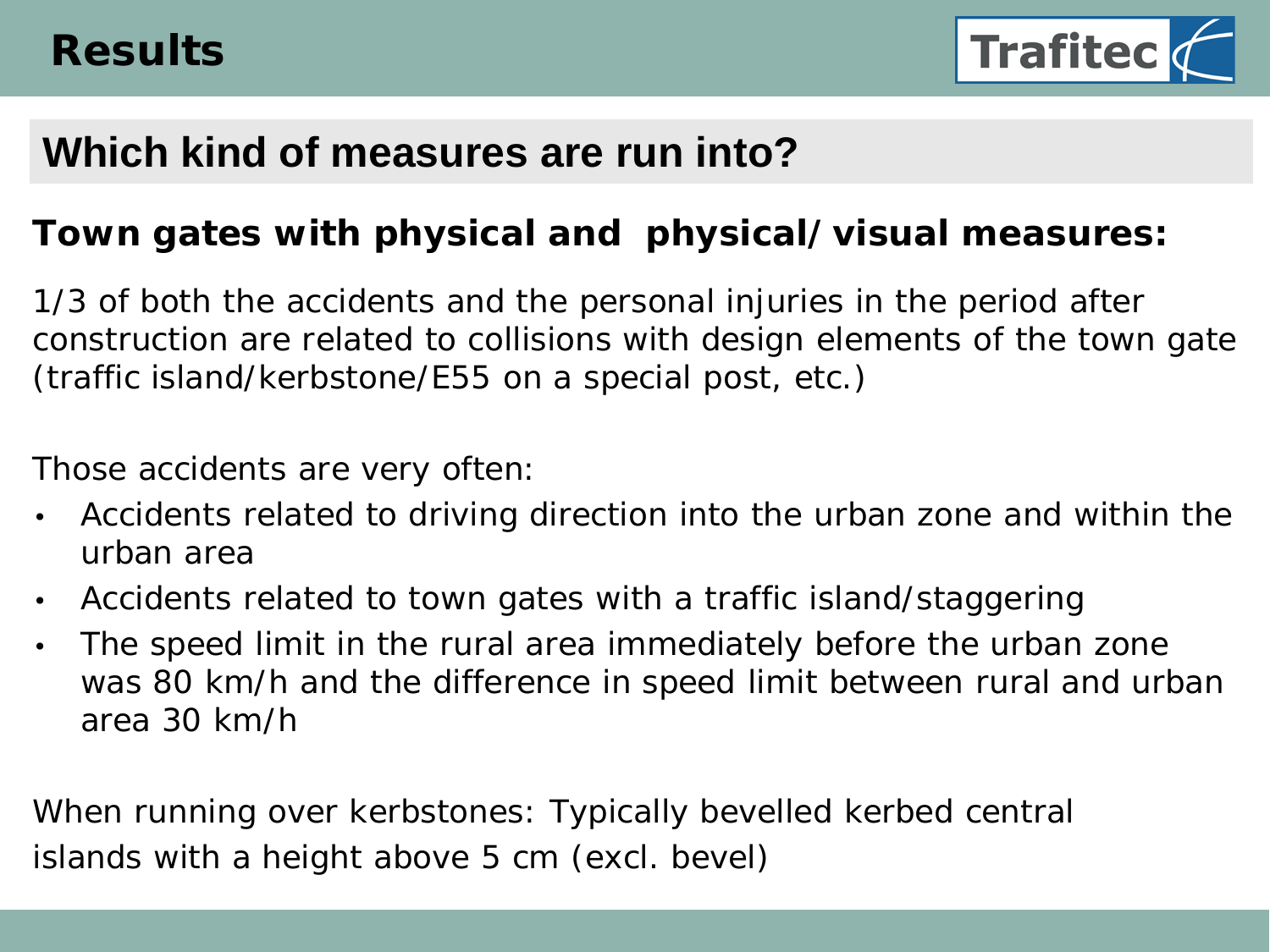# Results

## Which kind of measures are run into?

### Town gates with physical and physical/ visual measures:

1/3 of both the accidents and the personal injuries in the period after construction are related to collisions with design elements of the town gate (traffic island/kerbstone/E55 on a special post, etc.)

Those accidents are very often:

- Accidents related to driving direction into the urban zone and within the urban area
- Accidents related to town gates with a traffic island/staggering
- The speed limit in the rural area immediately before the urban zone was 80 km/h and the difference in speed limit between rural and urban area 30 km/h

When running over kerbstones: Typically bevelled kerbed central islands with a height above 5 cm (excl. bevel)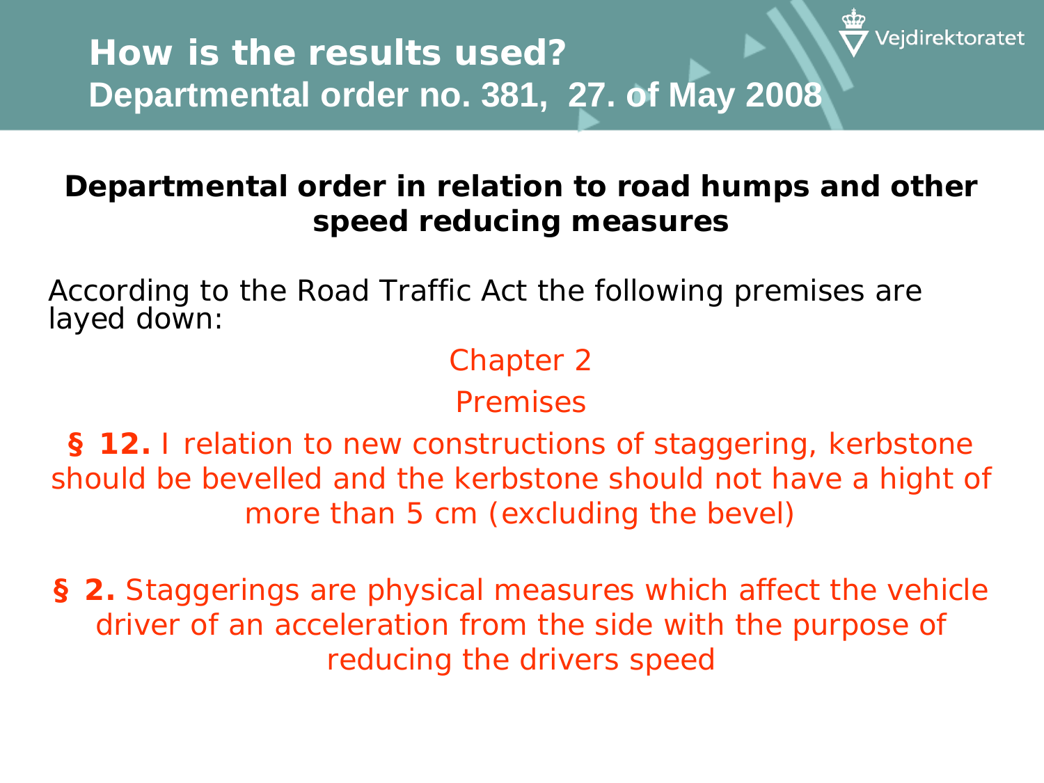# How is the results used?

## Departmental order no. 381, 27. of May 2008

**Departmental order in relation to road humps and other speed reducing measures**

According to the Road Traffic Act the following premises are layed down:

Chapter 2

Premises

**§ 12.** I relation to new constructions of staggering, kerbstone should be bevelled and the kerbstone should not have a hight of more than 5 cm (excluding the bevel)

**§ 2.** Staggerings are physical measures which affect the vehicle driver of an acceleration from the side with the purpose of reducing the drivers speed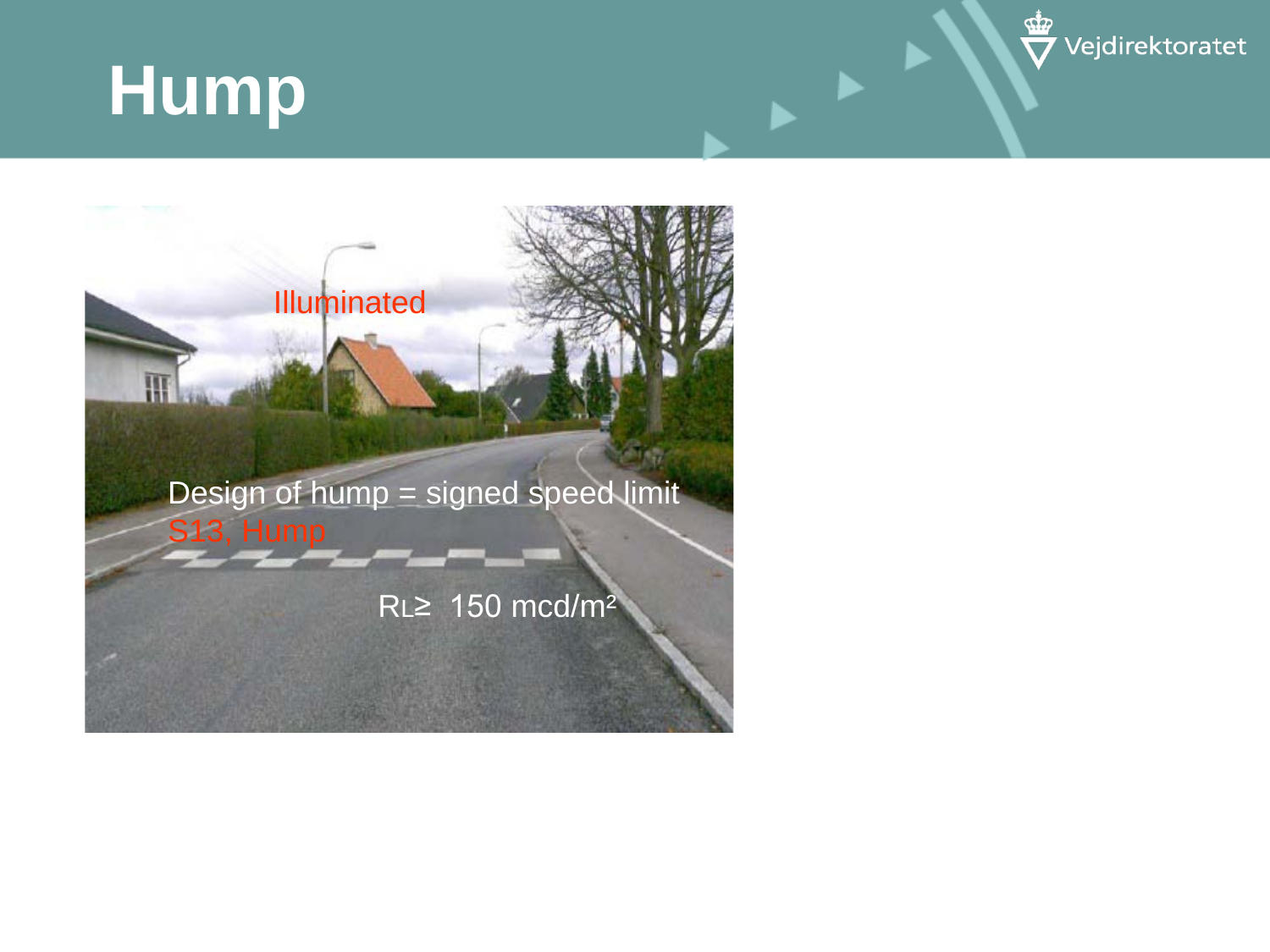# Hump

Illuminated

Design of hump = signed speed limit

S13, Hump

$R_L \geq$ 150 mcd/m²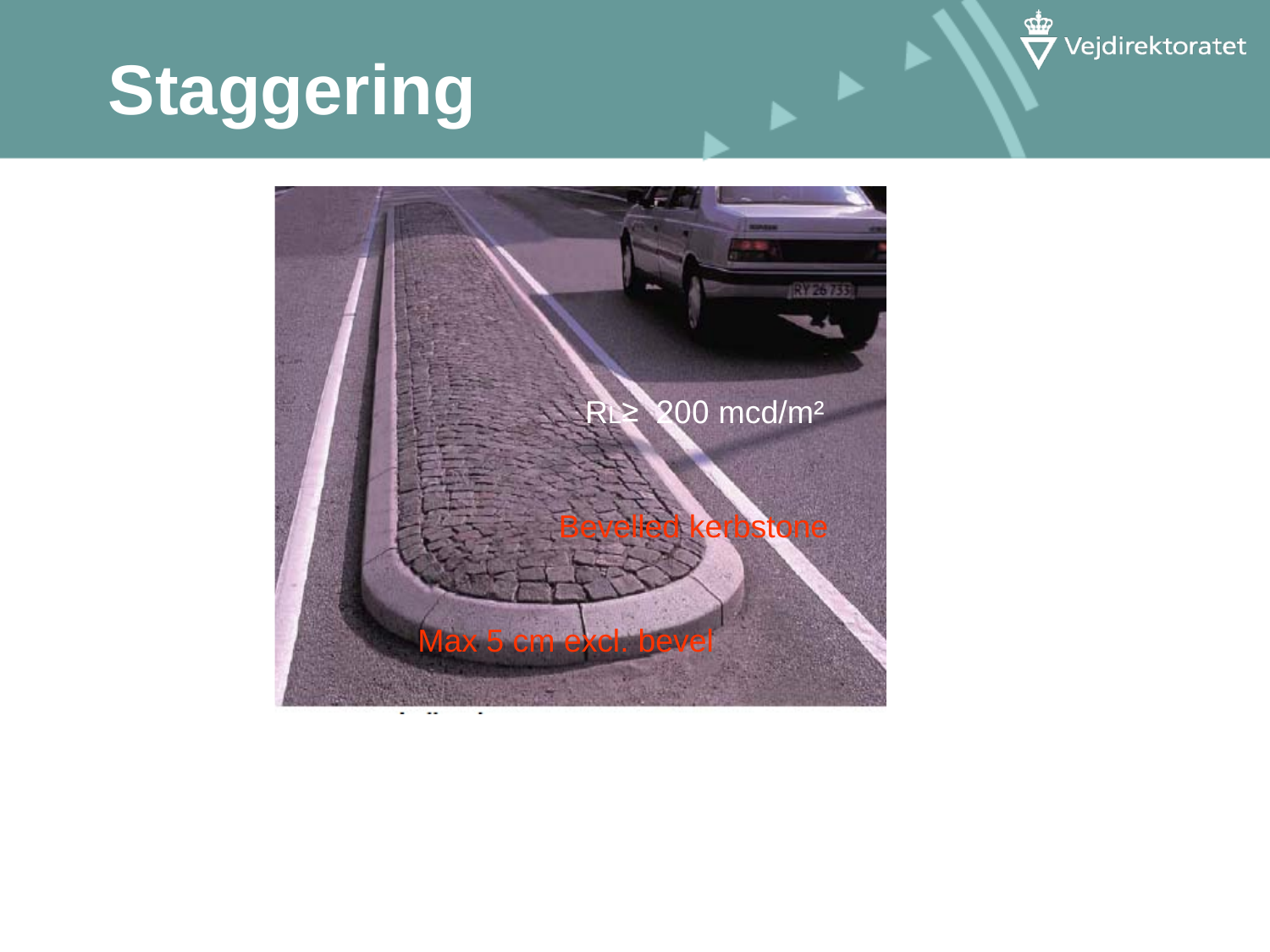# Staggering

$R_L \geq$ 200 mcd/m²

Bevelled kerbstone

Max 5 cm excl. bevel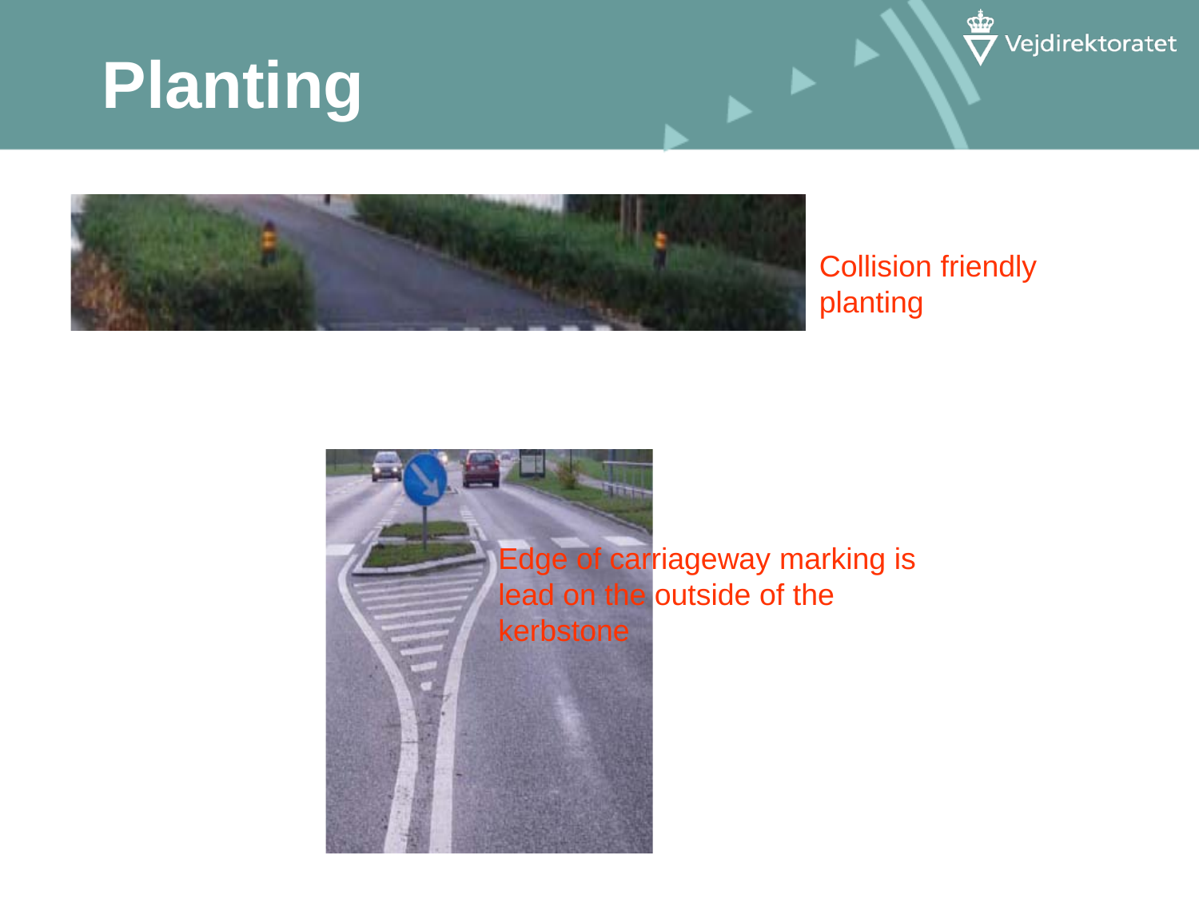# Planting

Collision friendly planting

Edge of carriageway marking is lead on the outside of the kerbstone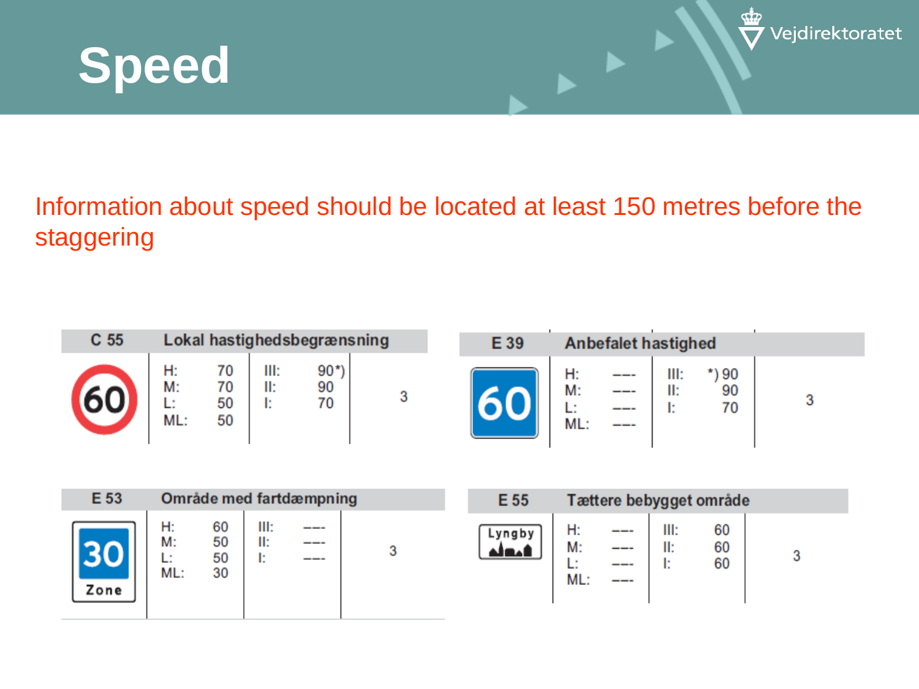# Speed

Information about speed should be located at least 150 metres before the staggering

| C 55 | Lokal hastighedsbegrænsning | | | | |
|---|---|---|---|---|---|
| 60 | H: | 70 | III: | 90*) | 3 |
| | M: | 70 | II: | 90 | |
| | L: | 50 | I: | 70 | |
| | ML: | 50 | | | |

| E 39 | Anbefalet hastighed | | | | |
|---|---|---|---|---|---|
| 60 | H: | --- | III: | *) 90 | 3 |
| | M: | --- | II: | 90 | |
| | L: | --- | I: | 70 | |
| | ML: | --- | | | |

| E 53 | Område med fartdæmpning | | | | |
|---|---|---|---|---|---|
| 30 Zone | H: | 60 | III: | --- | 3 |
| | M: | 50 | II: | --- | |
| | L: | 50 | I: | --- | |
| | ML: | 30 | | | |

| E 55 | Tættere bebygget område | | | | |
|---|---|---|---|---|---|
| Lyngby | H: | --- | III: | 60 | 3 |
| | M: | --- | II: | 60 | |
| | L: | --- | I: | 60 | |
| | ML: | --- | | | |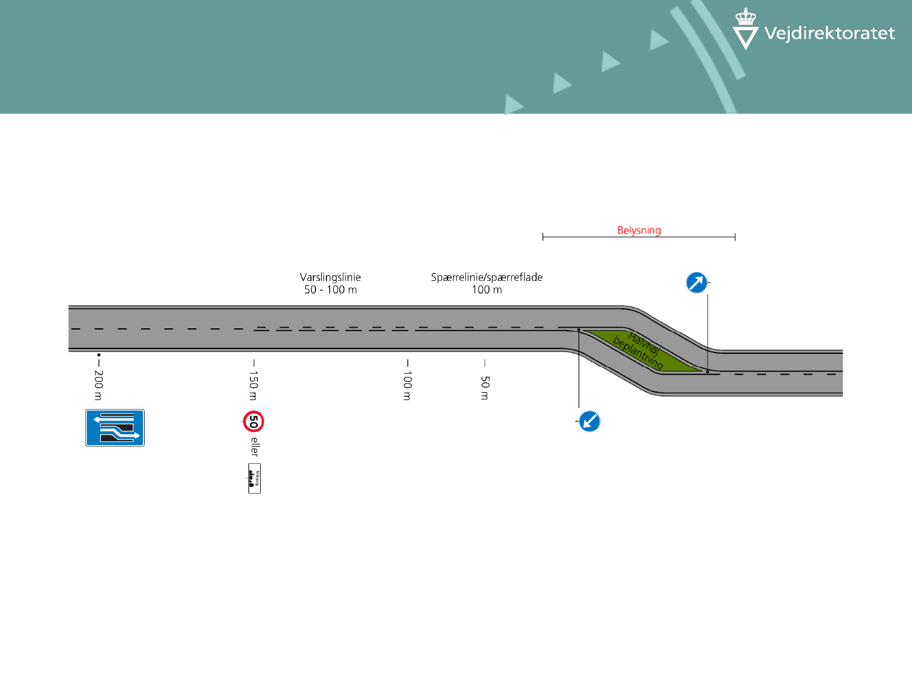Belysning

Varslingslinie
50 - 100 m

Spærrelinie/spærreflade
100 m

Halvhøj beplantning

200 m

150 m

50 eller

100 m

50 m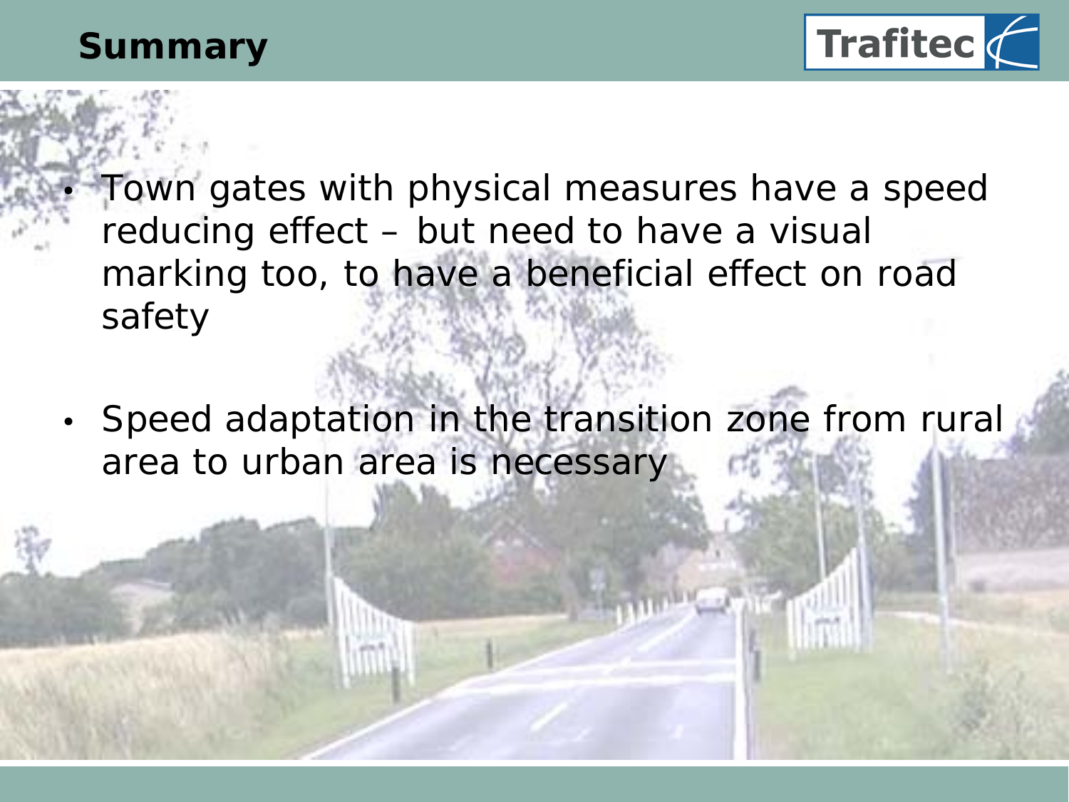# Summary

- Town gates with physical measures have a speed reducing effect – but need to have a visual marking too, to have a beneficial effect on road safety

- Speed adaptation in the transition zone from rural area to urban area is necessary